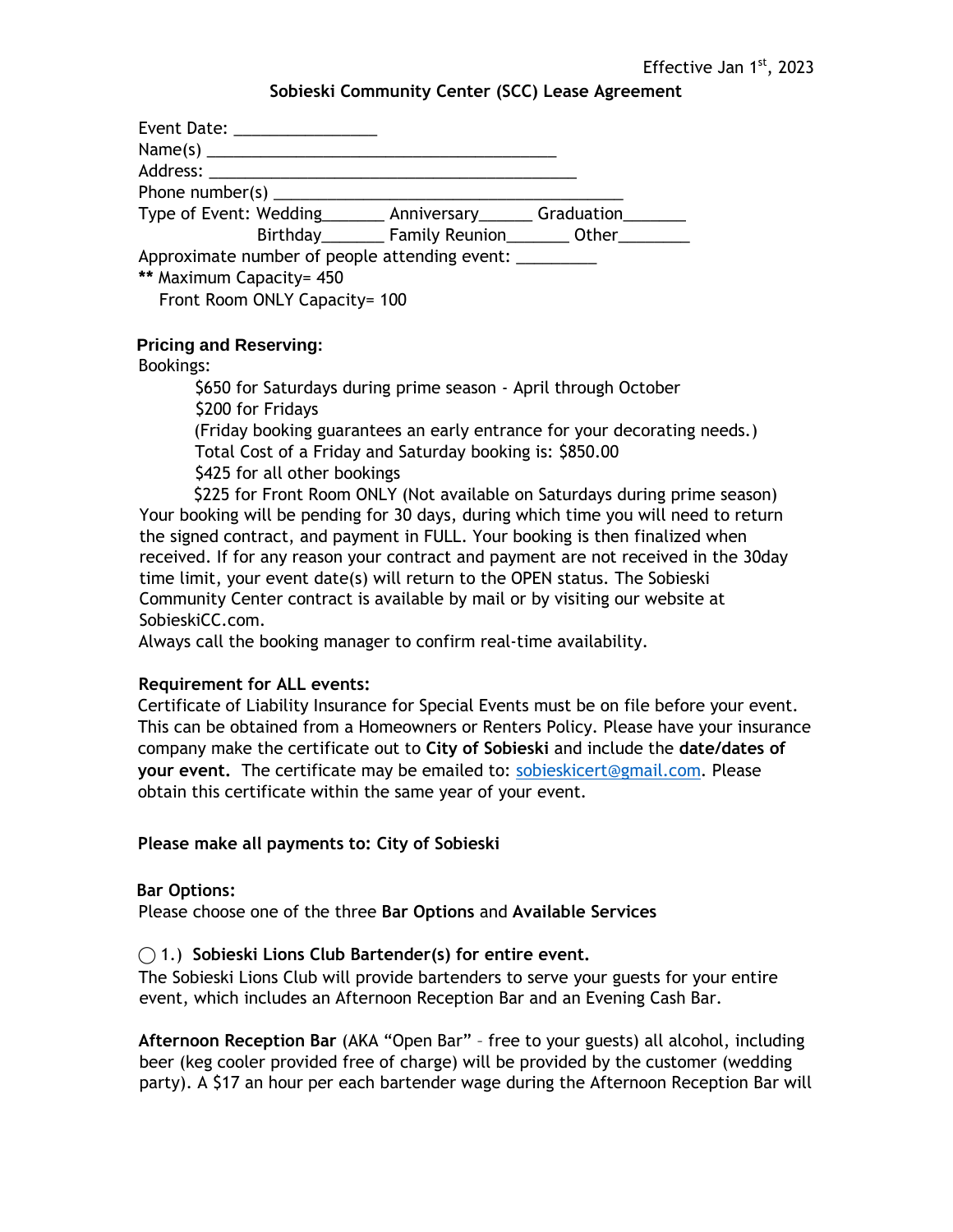Effective Jan 1st, 2023

## Sobieski Community Center (SCC) Lease Agreement

Event Date: _______________
Name(s) ________________________________________
Address: _________________________________________
Phone number(s) ________________________________________
Type of Event: Wedding_______ Anniversary______ Graduation_______
Birthday_______ Family Reunion_______ Other________
Approximate number of people attending event: _________
** Maximum Capacity= 450
Front Room ONLY Capacity= 100

### Pricing and Reserving:

Bookings:

- $650 for Saturdays during prime season - April through October
- $200 for Fridays
  (Friday booking guarantees an early entrance for your decorating needs.)
- Total Cost of a Friday and Saturday booking is: $850.00
- $425 for all other bookings
- $225 for Front Room ONLY (Not available on Saturdays during prime season)

Your booking will be pending for 30 days, during which time you will need to return the signed contract, and payment in FULL. Your booking is then finalized when received. If for any reason your contract and payment are not received in the 30day time limit, your event date(s) will return to the OPEN status. The Sobieski Community Center contract is available by mail or by visiting our website at SobieskiCC.com.
Always call the booking manager to confirm real-time availability.

### Requirement for ALL events:

Certificate of Liability Insurance for Special Events must be on file before your event. This can be obtained from a Homeowners or Renters Policy. Please have your insurance company make the certificate out to **City of Sobieski** and include the **date/dates of your event.** The certificate may be emailed to: sobieskicert@gmail.com. Please obtain this certificate within the same year of your event.

**Please make all payments to: City of Sobieski**

### Bar Options:

Please choose one of the three **Bar Options** and **Available Services**

◯ 1.) **Sobieski Lions Club Bartender(s) for entire event.**
The Sobieski Lions Club will provide bartenders to serve your guests for your entire event, which includes an Afternoon Reception Bar and an Evening Cash Bar.

**Afternoon Reception Bar** (AKA "Open Bar" – free to your guests) all alcohol, including beer (keg cooler provided free of charge) will be provided by the customer (wedding party). A $17 an hour per each bartender wage during the Afternoon Reception Bar will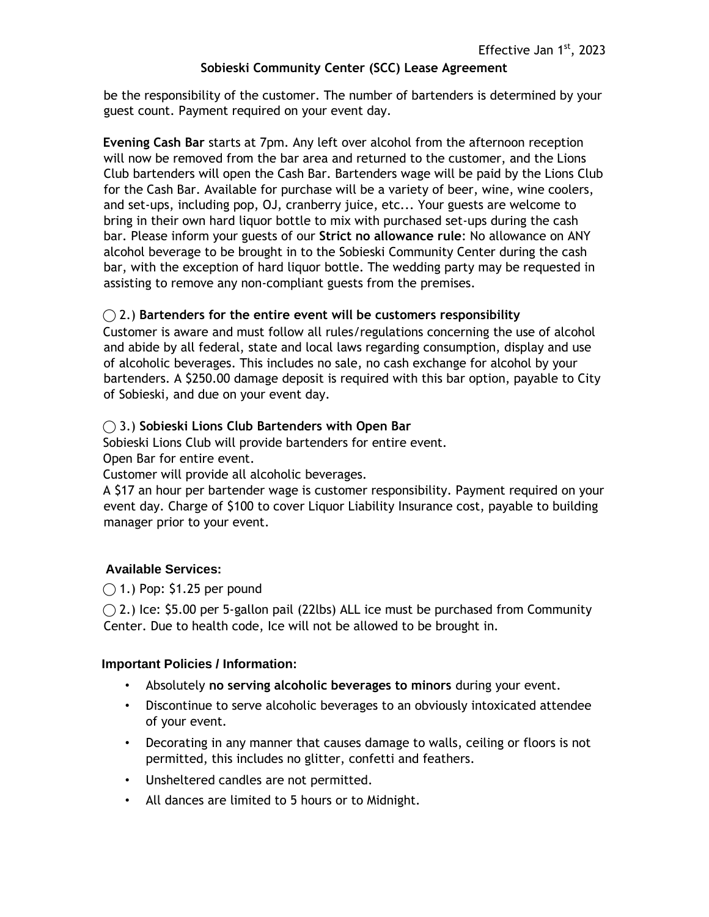be the responsibility of the customer. The number of bartenders is determined by your guest count. Payment required on your event day.

**Evening Cash Bar** starts at 7pm. Any left over alcohol from the afternoon reception will now be removed from the bar area and returned to the customer, and the Lions Club bartenders will open the Cash Bar. Bartenders wage will be paid by the Lions Club for the Cash Bar. Available for purchase will be a variety of beer, wine, wine coolers, and set-ups, including pop, OJ, cranberry juice, etc... Your guests are welcome to bring in their own hard liquor bottle to mix with purchased set-ups during the cash bar. Please inform your guests of our **Strict no allowance rule**: No allowance on ANY alcohol beverage to be brought in to the Sobieski Community Center during the cash bar, with the exception of hard liquor bottle. The wedding party may be requested in assisting to remove any non-compliant guests from the premises.

◯ 2.) **Bartenders for the entire event will be customers responsibility**
Customer is aware and must follow all rules/regulations concerning the use of alcohol and abide by all federal, state and local laws regarding consumption, display and use of alcoholic beverages. This includes no sale, no cash exchange for alcohol by your bartenders. A $250.00 damage deposit is required with this bar option, payable to City of Sobieski, and due on your event day.

◯ 3.) **Sobieski Lions Club Bartenders with Open Bar**
Sobieski Lions Club will provide bartenders for entire event.
Open Bar for entire event.
Customer will provide all alcoholic beverages.
A $17 an hour per bartender wage is customer responsibility. Payment required on your event day. Charge of $100 to cover Liquor Liability Insurance cost, payable to building manager prior to your event.

### Available Services:

◯ 1.) Pop: $1.25 per pound

◯ 2.) Ice: $5.00 per 5-gallon pail (22lbs) ALL ice must be purchased from Community Center. Due to health code, Ice will not be allowed to be brought in.

### Important Policies / Information:

- Absolutely **no serving alcoholic beverages to minors** during your event.
- Discontinue to serve alcoholic beverages to an obviously intoxicated attendee of your event.
- Decorating in any manner that causes damage to walls, ceiling or floors is not permitted, this includes no glitter, confetti and feathers.
- Unsheltered candles are not permitted.
- All dances are limited to 5 hours or to Midnight.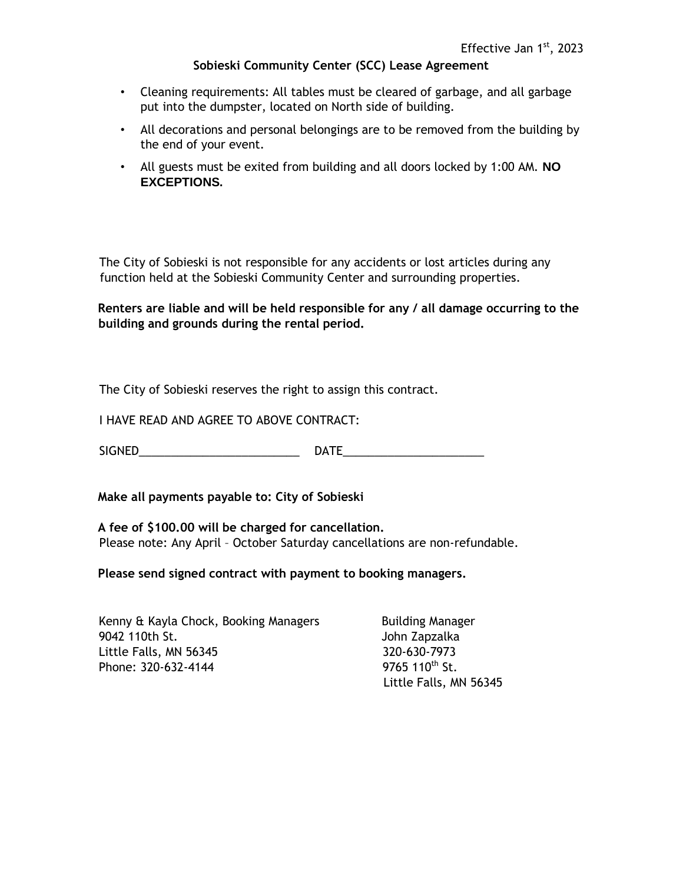Effective Jan 1st, 2023

**Sobieski Community Center (SCC) Lease Agreement**

- Cleaning requirements: All tables must be cleared of garbage, and all garbage put into the dumpster, located on North side of building.
- All decorations and personal belongings are to be removed from the building by the end of your event.
- All guests must be exited from building and all doors locked by 1:00 AM. **NO EXCEPTIONS.**

The City of Sobieski is not responsible for any accidents or lost articles during any function held at the Sobieski Community Center and surrounding properties.

**Renters are liable and will be held responsible for any / all damage occurring to the building and grounds during the rental period.**

The City of Sobieski reserves the right to assign this contract.

I HAVE READ AND AGREE TO ABOVE CONTRACT:

SIGNED_________________________ DATE______________________

**Make all payments payable to: City of Sobieski**

**A fee of $100.00 will be charged for cancellation.**
Please note: Any April – October Saturday cancellations are non-refundable.

**Please send signed contract with payment to booking managers.**

Kenny & Kayla Chock, Booking Managers
9042 110th St.
Little Falls, MN 56345
Phone: 320-632-4144

Building Manager
John Zapzalka
320-630-7973
9765 110th St.
Little Falls, MN 56345